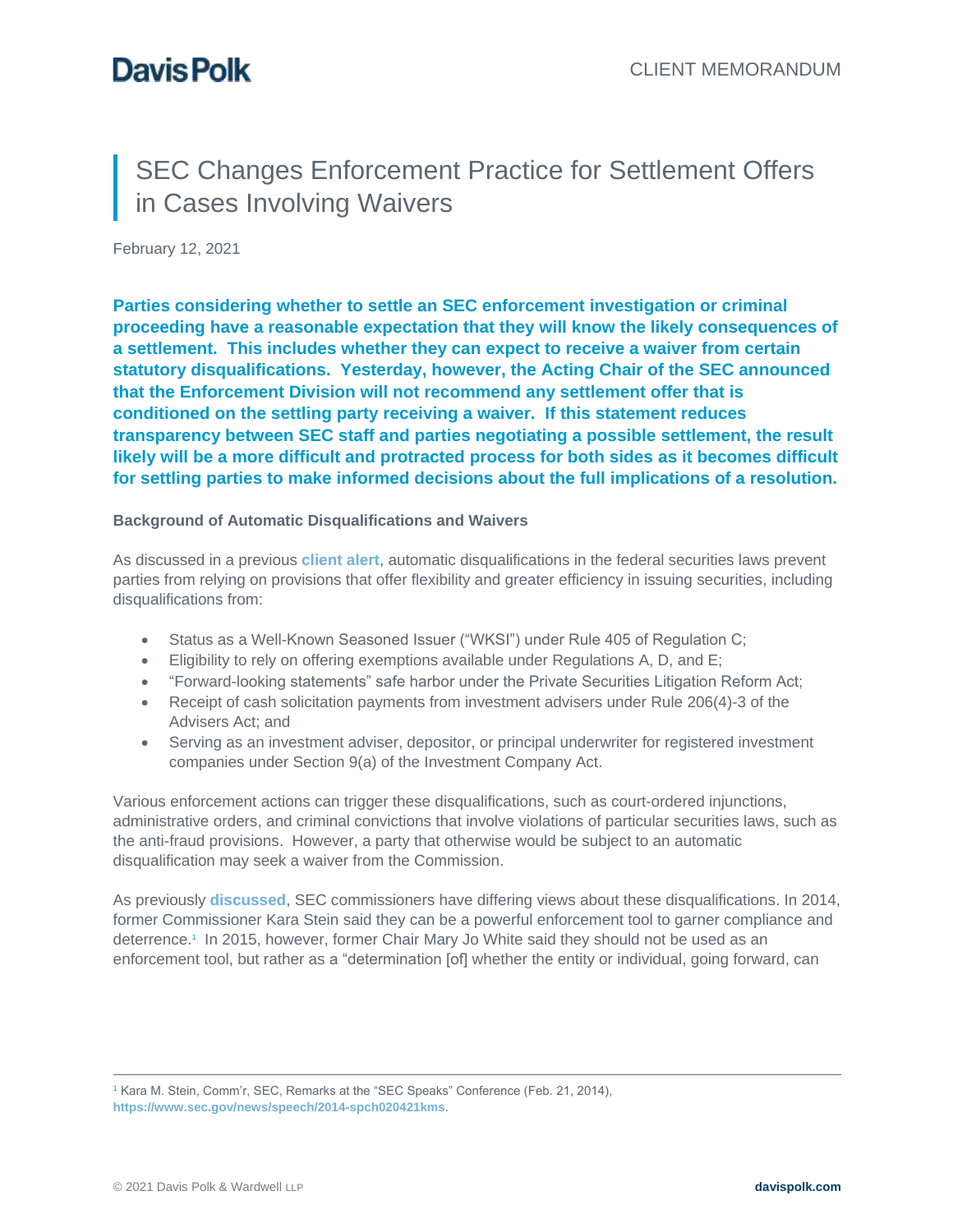# SEC Changes Enforcement Practice for Settlement Offers in Cases Involving Waivers

February 12, 2021

**Parties considering whether to settle an SEC enforcement investigation or criminal proceeding have a reasonable expectation that they will know the likely consequences of a settlement. This includes whether they can expect to receive a waiver from certain statutory disqualifications. Yesterday, however, the Acting Chair of the SEC announced that the Enforcement Division will not recommend any settlement offer that is conditioned on the settling party receiving a waiver. If this statement reduces transparency between SEC staff and parties negotiating a possible settlement, the result likely will be a more difficult and protracted process for both sides as it becomes difficult for settling parties to make informed decisions about the full implications of a resolution.**

### Background of Automatic Disqualifications and Waivers

As discussed in a previous **client alert**, automatic disqualifications in the federal securities laws prevent parties from relying on provisions that offer flexibility and greater efficiency in issuing securities, including disqualifications from:

- Status as a Well-Known Seasoned Issuer (“WKSI”) under Rule 405 of Regulation C;
- Eligibility to rely on offering exemptions available under Regulations A, D, and E;
- “Forward-looking statements” safe harbor under the Private Securities Litigation Reform Act;
- Receipt of cash solicitation payments from investment advisers under Rule 206(4)-3 of the Advisers Act; and
- Serving as an investment adviser, depositor, or principal underwriter for registered investment companies under Section 9(a) of the Investment Company Act.

Various enforcement actions can trigger these disqualifications, such as court-ordered injunctions, administrative orders, and criminal convictions that involve violations of particular securities laws, such as the anti-fraud provisions. However, a party that otherwise would be subject to an automatic disqualification may seek a waiver from the Commission.

As previously **discussed**, SEC commissioners have differing views about these disqualifications. In 2014, former Commissioner Kara Stein said they can be a powerful enforcement tool to garner compliance and deterrence.[1] In 2015, however, former Chair Mary Jo White said they should not be used as an enforcement tool, but rather as a “determination [of] whether the entity or individual, going forward, can

---

[1] Kara M. Stein, Comm’r, SEC, Remarks at the “SEC Speaks” Conference (Feb. 21, 2014), **https://www.sec.gov/news/speech/2014-spch020421kms.**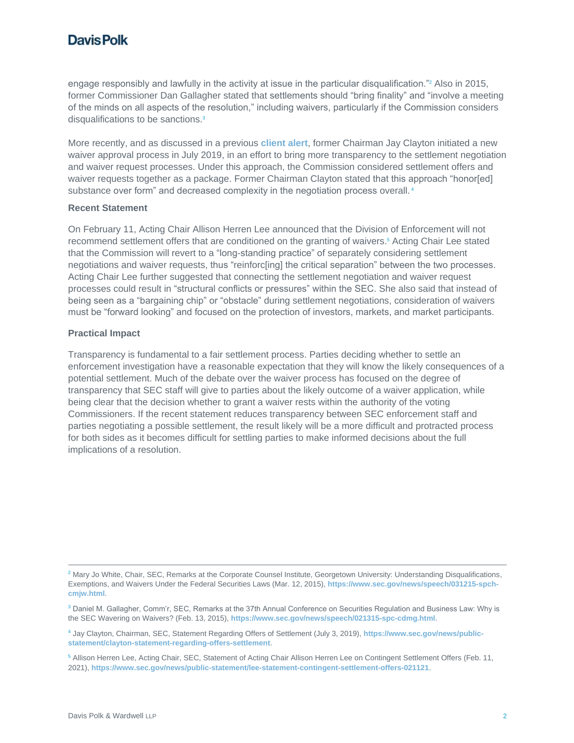engage responsibly and lawfully in the activity at issue in the particular disqualification."[2] Also in 2015, former Commissioner Dan Gallagher stated that settlements should "bring finality" and "involve a meeting of the minds on all aspects of the resolution," including waivers, particularly if the Commission considers disqualifications to be sanctions.[3]

More recently, and as discussed in a previous **client alert**, former Chairman Jay Clayton initiated a new waiver approval process in July 2019, in an effort to bring more transparency to the settlement negotiation and waiver request processes. Under this approach, the Commission considered settlement offers and waiver requests together as a package. Former Chairman Clayton stated that this approach "honor[ed] substance over form" and decreased complexity in the negotiation process overall.[4]

### Recent Statement

On February 11, Acting Chair Allison Herren Lee announced that the Division of Enforcement will not recommend settlement offers that are conditioned on the granting of waivers.[5] Acting Chair Lee stated that the Commission will revert to a "long-standing practice" of separately considering settlement negotiations and waiver requests, thus "reinforc[ing] the critical separation" between the two processes. Acting Chair Lee further suggested that connecting the settlement negotiation and waiver request processes could result in "structural conflicts or pressures" within the SEC. She also said that instead of being seen as a "bargaining chip" or "obstacle" during settlement negotiations, consideration of waivers must be "forward looking" and focused on the protection of investors, markets, and market participants.

### Practical Impact

Transparency is fundamental to a fair settlement process. Parties deciding whether to settle an enforcement investigation have a reasonable expectation that they will know the likely consequences of a potential settlement. Much of the debate over the waiver process has focused on the degree of transparency that SEC staff will give to parties about the likely outcome of a waiver application, while being clear that the decision whether to grant a waiver rests within the authority of the voting Commissioners. If the recent statement reduces transparency between SEC enforcement staff and parties negotiating a possible settlement, the result likely will be a more difficult and protracted process for both sides as it becomes difficult for settling parties to make informed decisions about the full implications of a resolution.

---

[2] Mary Jo White, Chair, SEC, Remarks at the Corporate Counsel Institute, Georgetown University: Understanding Disqualifications, Exemptions, and Waivers Under the Federal Securities Laws (Mar. 12, 2015), **https://www.sec.gov/news/speech/031215-spch-cmjw.html**.

[3] Daniel M. Gallagher, Comm'r, SEC, Remarks at the 37th Annual Conference on Securities Regulation and Business Law: Why is the SEC Wavering on Waivers? (Feb. 13, 2015), **https://www.sec.gov/news/speech/021315-spc-cdmg.html**.

[4] Jay Clayton, Chairman, SEC, Statement Regarding Offers of Settlement (July 3, 2019), **https://www.sec.gov/news/public-statement/clayton-statement-regarding-offers-settlement**.

[5] Allison Herren Lee, Acting Chair, SEC, Statement of Acting Chair Allison Herren Lee on Contingent Settlement Offers (Feb. 11, 2021), **https://www.sec.gov/news/public-statement/lee-statement-contingent-settlement-offers-021121**.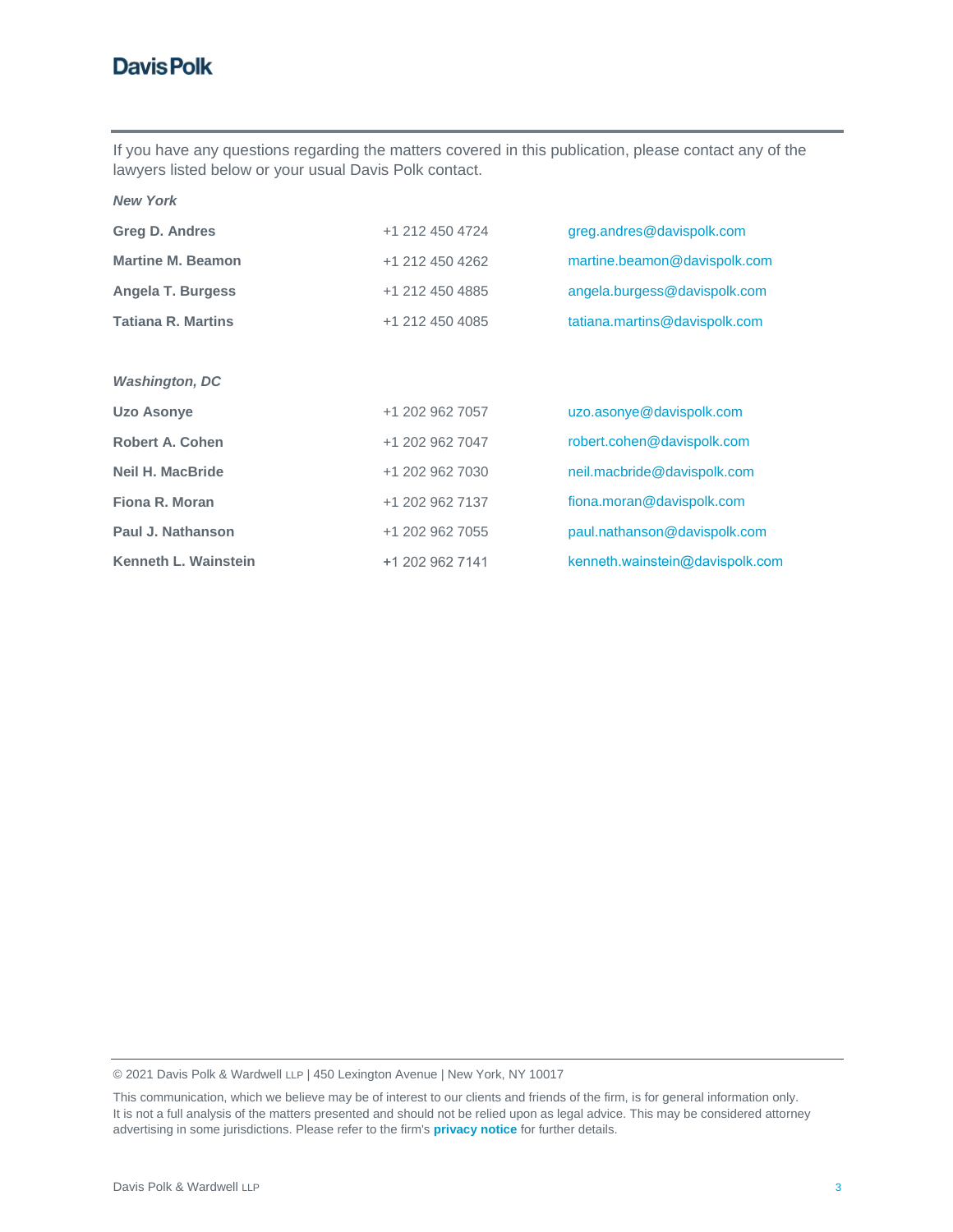If you have any questions regarding the matters covered in this publication, please contact any of the lawyers listed below or your usual Davis Polk contact.

***New York***

| | | |
|---|---|---|
| **Greg D. Andres** | +1 212 450 4724 | greg.andres@davispolk.com |
| **Martine M. Beamon** | +1 212 450 4262 | martine.beamon@davispolk.com |
| **Angela T. Burgess** | +1 212 450 4885 | angela.burgess@davispolk.com |
| **Tatiana R. Martins** | +1 212 450 4085 | tatiana.martins@davispolk.com |

***Washington, DC***

| | | |
|---|---|---|
| **Uzo Asonye** | +1 202 962 7057 | uzo.asonye@davispolk.com |
| **Robert A. Cohen** | +1 202 962 7047 | robert.cohen@davispolk.com |
| **Neil H. MacBride** | +1 202 962 7030 | neil.macbride@davispolk.com |
| **Fiona R. Moran** | +1 202 962 7137 | fiona.moran@davispolk.com |
| **Paul J. Nathanson** | +1 202 962 7055 | paul.nathanson@davispolk.com |
| **Kenneth L. Wainstein** | +1 202 962 7141 | kenneth.wainstein@davispolk.com |

© 2021 Davis Polk & Wardwell LLP | 450 Lexington Avenue | New York, NY 10017

This communication, which we believe may be of interest to our clients and friends of the firm, is for general information only. It is not a full analysis of the matters presented and should not be relied upon as legal advice. This may be considered attorney advertising in some jurisdictions. Please refer to the firm's **privacy notice** for further details.